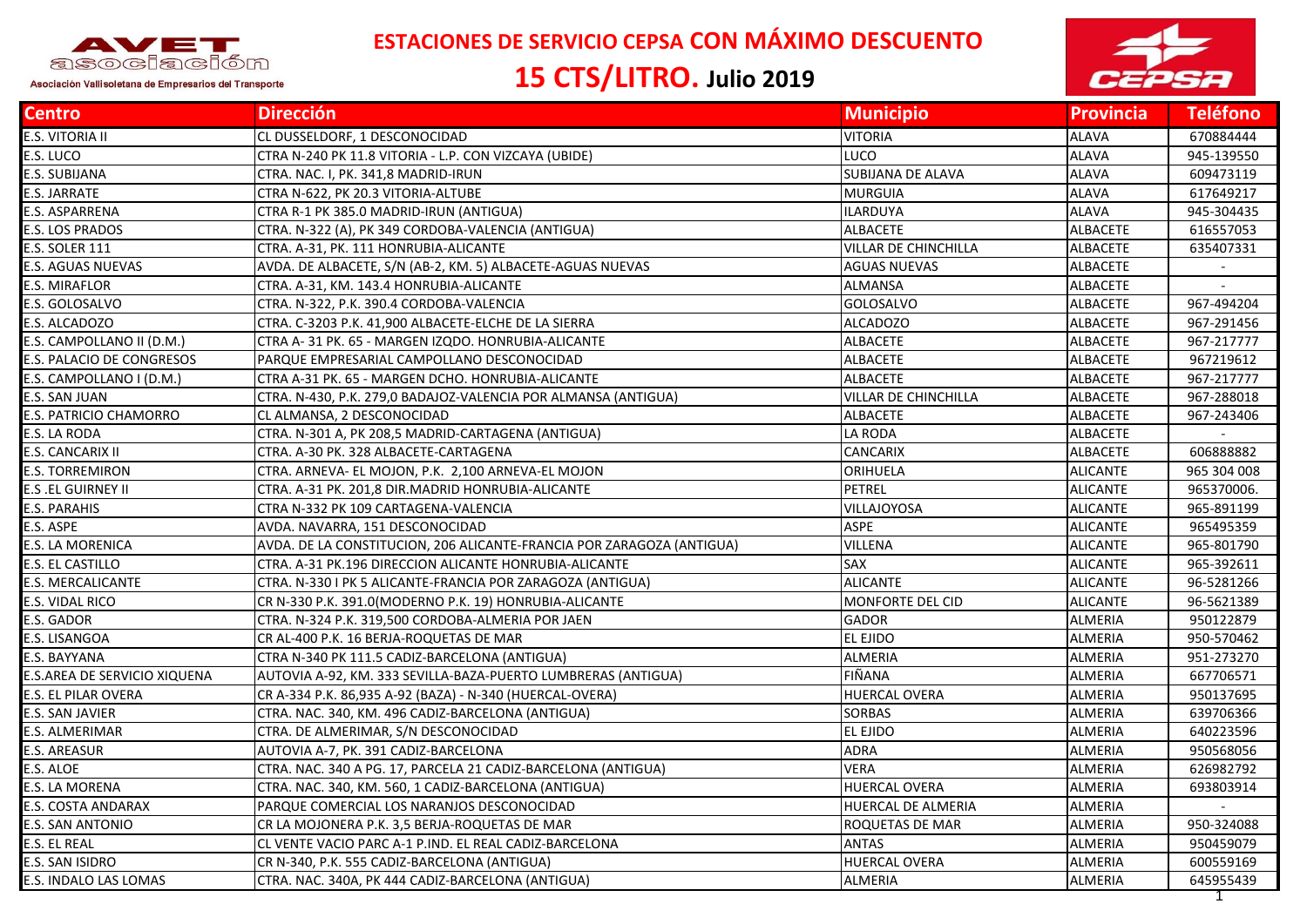# ESTACIONES DE SERVICIO CEPSA CON MÁXIMO DESCUENTO

## 15 CTS/LITRO. Julio 2019

AVET asociación
Asociación Vallisoletana de Empresarios del Transporte

| Centro | Dirección | Municipio | Provincia | Teléfono |
|---|---|---|---|---|
| E.S. VITORIA II | CL DUSSELDORF, 1 DESCONOCIDAD | VITORIA | ALAVA | 670884444 |
| E.S. LUCO | CTRA N-240 PK 11.8 VITORIA - L.P. CON VIZCAYA (UBIDE) | LUCO | ALAVA | 945-139550 |
| E.S. SUBIJANA | CTRA. NAC. I, PK. 341,8 MADRID-IRUN | SUBIJANA DE ALAVA | ALAVA | 609473119 |
| E.S. JARRATE | CTRA N-622, PK 20.3 VITORIA-ALTUBE | MURGUIA | ALAVA | 617649217 |
| E.S. ASPARRENA | CTRA R-1 PK 385.0 MADRID-IRUN (ANTIGUA) | ILARDUYA | ALAVA | 945-304435 |
| E.S. LOS PRADOS | CTRA. N-322 (A), PK 349 CORDOBA-VALENCIA (ANTIGUA) | ALBACETE | ALBACETE | 616557053 |
| E.S. SOLER 111 | CTRA. A-31, PK. 111 HONRUBIA-ALICANTE | VILLAR DE CHINCHILLA | ALBACETE | 635407331 |
| E.S. AGUAS NUEVAS | AVDA. DE ALBACETE, S/N (AB-2, KM. 5) ALBACETE-AGUAS NUEVAS | AGUAS NUEVAS | ALBACETE | - |
| E.S. MIRAFLOR | CTRA. A-31, KM. 143.4 HONRUBIA-ALICANTE | ALMANSA | ALBACETE | - |
| E.S. GOLOSALVO | CTRA. N-322, P.K. 390.4 CORDOBA-VALENCIA | GOLOSALVO | ALBACETE | 967-494204 |
| E.S. ALCADOZO | CTRA. C-3203 P.K. 41,900 ALBACETE-ELCHE DE LA SIERRA | ALCADOZO | ALBACETE | 967-291456 |
| E.S. CAMPOLLANO II (D.M.) | CTRA A- 31 PK. 65 - MARGEN IZQDO. HONRUBIA-ALICANTE | ALBACETE | ALBACETE | 967-217777 |
| E.S. PALACIO DE CONGRESOS | PARQUE EMPRESARIAL CAMPOLLANO DESCONOCIDAD | ALBACETE | ALBACETE | 967219612 |
| E.S. CAMPOLLANO I (D.M.) | CTRA A-31 PK. 65 - MARGEN DCHO. HONRUBIA-ALICANTE | ALBACETE | ALBACETE | 967-217777 |
| E.S. SAN JUAN | CTRA. N-430, P.K. 279,0 BADAJOZ-VALENCIA POR ALMANSA (ANTIGUA) | VILLAR DE CHINCHILLA | ALBACETE | 967-288018 |
| E.S. PATRICIO CHAMORRO | CL ALMANSA, 2 DESCONOCIDAD | ALBACETE | ALBACETE | 967-243406 |
| E.S. LA RODA | CTRA. N-301 A, PK 208,5 MADRID-CARTAGENA (ANTIGUA) | LA RODA | ALBACETE | - |
| E.S. CANCARIX II | CTRA. A-30 PK. 328 ALBACETE-CARTAGENA | CANCARIX | ALBACETE | 606888882 |
| E.S. TORREMIRON | CTRA. ARNEVA- EL MOJON, P.K. 2,100 ARNEVA-EL MOJON | ORIHUELA | ALICANTE | 965 304 008 |
| E.S .EL GUIRNEY II | CTRA. A-31 PK. 201,8 DIR.MADRID HONRUBIA-ALICANTE | PETREL | ALICANTE | 965370006. |
| E.S. PARAHIS | CTRA N-332 PK 109 CARTAGENA-VALENCIA | VILLAJOYOSA | ALICANTE | 965-891199 |
| E.S. ASPE | AVDA. NAVARRA, 151 DESCONOCIDAD | ASPE | ALICANTE | 965495359 |
| E.S. LA MORENICA | AVDA. DE LA CONSTITUCION, 206 ALICANTE-FRANCIA POR ZARAGOZA (ANTIGUA) | VILLENA | ALICANTE | 965-801790 |
| E.S. EL CASTILLO | CTRA. A-31 PK.196 DIRECCION ALICANTE HONRUBIA-ALICANTE | SAX | ALICANTE | 965-392611 |
| E.S. MERCALICANTE | CTRA. N-330 I PK 5 ALICANTE-FRANCIA POR ZARAGOZA (ANTIGUA) | ALICANTE | ALICANTE | 96-5281266 |
| E.S. VIDAL RICO | CR N-330 P.K. 391.0(MODERNO P.K. 19) HONRUBIA-ALICANTE | MONFORTE DEL CID | ALICANTE | 96-5621389 |
| E.S. GADOR | CTRA. N-324 P.K. 319,500 CORDOBA-ALMERIA POR JAEN | GADOR | ALMERIA | 950122879 |
| E.S. LISANGOA | CR AL-400 P.K. 16 BERJA-ROQUETAS DE MAR | EL EJIDO | ALMERIA | 950-570462 |
| E.S. BAYYANA | CTRA N-340 PK 111.5 CADIZ-BARCELONA (ANTIGUA) | ALMERIA | ALMERIA | 951-273270 |
| E.S.AREA DE SERVICIO XIQUENA | AUTOVIA A-92, KM. 333 SEVILLA-BAZA-PUERTO LUMBRERAS (ANTIGUA) | FIÑANA | ALMERIA | 667706571 |
| E.S. EL PILAR OVERA | CR A-334 P.K. 86,935 A-92 (BAZA) - N-340 (HUERCAL-OVERA) | HUERCAL OVERA | ALMERIA | 950137695 |
| E.S. SAN JAVIER | CTRA. NAC. 340, KM. 496 CADIZ-BARCELONA (ANTIGUA) | SORBAS | ALMERIA | 639706366 |
| E.S. ALMERIMAR | CTRA. DE ALMERIMAR, S/N DESCONOCIDAD | EL EJIDO | ALMERIA | 640223596 |
| E.S. AREASUR | AUTOVIA A-7, PK. 391 CADIZ-BARCELONA | ADRA | ALMERIA | 950568056 |
| E.S. ALOE | CTRA. NAC. 340 A PG. 17, PARCELA 21 CADIZ-BARCELONA (ANTIGUA) | VERA | ALMERIA | 626982792 |
| E.S. LA MORENA | CTRA. NAC. 340, KM. 560, 1 CADIZ-BARCELONA (ANTIGUA) | HUERCAL OVERA | ALMERIA | 693803914 |
| E.S. COSTA ANDARAX | PARQUE COMERCIAL LOS NARANJOS DESCONOCIDAD | HUERCAL DE ALMERIA | ALMERIA | - |
| E.S. SAN ANTONIO | CR LA MOJONERA P.K. 3,5 BERJA-ROQUETAS DE MAR | ROQUETAS DE MAR | ALMERIA | 950-324088 |
| E.S. EL REAL | CL VENTE VACIO PARC A-1 P.IND. EL REAL CADIZ-BARCELONA | ANTAS | ALMERIA | 950459079 |
| E.S. SAN ISIDRO | CR N-340, P.K. 555 CADIZ-BARCELONA (ANTIGUA) | HUERCAL OVERA | ALMERIA | 600559169 |
| E.S. INDALO LAS LOMAS | CTRA. NAC. 340A, PK 444 CADIZ-BARCELONA (ANTIGUA) | ALMERIA | ALMERIA | 645955439 |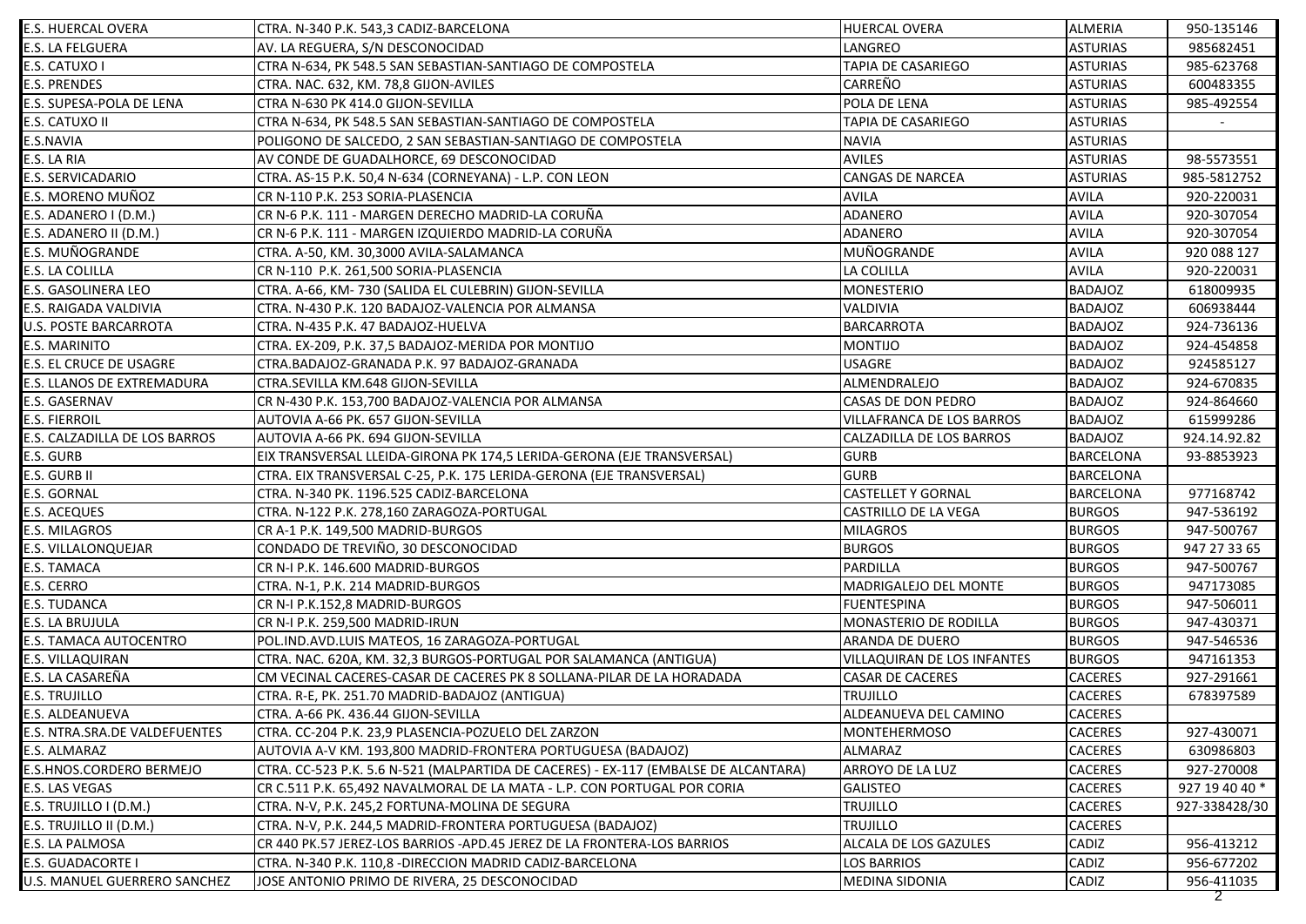| | | | | |
|---|---|---|---|---|
| E.S. HUERCAL OVERA | CTRA. N-340 P.K. 543,3 CADIZ-BARCELONA | HUERCAL OVERA | ALMERIA | 950-135146 |
| E.S. LA FELGUERA | AV. LA REGUERA, S/N DESCONOCIDAD | LANGREO | ASTURIAS | 985682451 |
| E.S. CATUXO I | CTRA N-634, PK 548.5 SAN SEBASTIAN-SANTIAGO DE COMPOSTELA | TAPIA DE CASARIEGO | ASTURIAS | 985-623768 |
| E.S. PRENDES | CTRA. NAC. 632, KM. 78,8 GIJON-AVILES | CARREÑO | ASTURIAS | 600483355 |
| E.S. SUPESA-POLA DE LENA | CTRA N-630 PK 414.0 GIJON-SEVILLA | POLA DE LENA | ASTURIAS | 985-492554 |
| E.S. CATUXO II | CTRA N-634, PK 548.5 SAN SEBASTIAN-SANTIAGO DE COMPOSTELA | TAPIA DE CASARIEGO | ASTURIAS | - |
| E.S.NAVIA | POLIGONO DE SALCEDO, 2 SAN SEBASTIAN-SANTIAGO DE COMPOSTELA | NAVIA | ASTURIAS | |
| E.S. LA RIA | AV CONDE DE GUADALHORCE, 69 DESCONOCIDAD | AVILES | ASTURIAS | 98-5573551 |
| E.S. SERVICADARIO | CTRA. AS-15 P.K. 50,4 N-634 (CORNEYANA) - L.P. CON LEON | CANGAS DE NARCEA | ASTURIAS | 985-5812752 |
| E.S. MORENO MUÑOZ | CR N-110 P.K. 253 SORIA-PLASENCIA | AVILA | AVILA | 920-220031 |
| E.S. ADANERO I (D.M.) | CR N-6 P.K. 111 - MARGEN DERECHO MADRID-LA CORUÑA | ADANERO | AVILA | 920-307054 |
| E.S. ADANERO II (D.M.) | CR N-6 P.K. 111 - MARGEN IZQUIERDO MADRID-LA CORUÑA | ADANERO | AVILA | 920-307054 |
| E.S. MUÑOGRANDE | CTRA. A-50, KM. 30,3000 AVILA-SALAMANCA | MUÑOGRANDE | AVILA | 920 088 127 |
| E.S. LA COLILLA | CR N-110 P.K. 261,500 SORIA-PLASENCIA | LA COLILLA | AVILA | 920-220031 |
| E.S. GASOLINERA LEO | CTRA. A-66, KM- 730 (SALIDA EL CULEBRIN) GIJON-SEVILLA | MONESTERIO | BADAJOZ | 618009935 |
| E.S. RAIGADA VALDIVIA | CTRA. N-430 P.K. 120 BADAJOZ-VALENCIA POR ALMANSA | VALDIVIA | BADAJOZ | 606938444 |
| U.S. POSTE BARCARROTA | CTRA. N-435 P.K. 47 BADAJOZ-HUELVA | BARCARROTA | BADAJOZ | 924-736136 |
| E.S. MARINITO | CTRA. EX-209, P.K. 37,5 BADAJOZ-MERIDA POR MONTIJO | MONTIJO | BADAJOZ | 924-454858 |
| E.S. EL CRUCE DE USAGRE | CTRA.BADAJOZ-GRANADA P.K. 97 BADAJOZ-GRANADA | USAGRE | BADAJOZ | 924585127 |
| E.S. LLANOS DE EXTREMADURA | CTRA.SEVILLA KM.648 GIJON-SEVILLA | ALMENDRALEJO | BADAJOZ | 924-670835 |
| E.S. GASERNAV | CR N-430 P.K. 153,700 BADAJOZ-VALENCIA POR ALMANSA | CASAS DE DON PEDRO | BADAJOZ | 924-864660 |
| E.S. FIERROIL | AUTOVIA A-66 PK. 657 GIJON-SEVILLA | VILLAFRANCA DE LOS BARROS | BADAJOZ | 615999286 |
| E.S. CALZADILLA DE LOS BARROS | AUTOVIA A-66 PK. 694 GIJON-SEVILLA | CALZADILLA DE LOS BARROS | BADAJOZ | 924.14.92.82 |
| E.S. GURB | EIX TRANSVERSAL LLEIDA-GIRONA PK 174,5 LERIDA-GERONA (EJE TRANSVERSAL) | GURB | BARCELONA | 93-8853923 |
| E.S. GURB II | CTRA. EIX TRANSVERSAL C-25, P.K. 175 LERIDA-GERONA (EJE TRANSVERSAL) | GURB | BARCELONA | |
| E.S. GORNAL | CTRA. N-340 PK. 1196.525 CADIZ-BARCELONA | CASTELLET Y GORNAL | BARCELONA | 977168742 |
| E.S. ACEQUES | CTRA. N-122 P.K. 278,160 ZARAGOZA-PORTUGAL | CASTRILLO DE LA VEGA | BURGOS | 947-536192 |
| E.S. MILAGROS | CR A-1 P.K. 149,500 MADRID-BURGOS | MILAGROS | BURGOS | 947-500767 |
| E.S. VILLALONQUEJAR | CONDADO DE TREVIÑO, 30 DESCONOCIDAD | BURGOS | BURGOS | 947 27 33 65 |
| E.S. TAMACA | CR N-I P.K. 146.600 MADRID-BURGOS | PARDILLA | BURGOS | 947-500767 |
| E.S. CERRO | CTRA. N-1, P.K. 214 MADRID-BURGOS | MADRIGALEJO DEL MONTE | BURGOS | 947173085 |
| E.S. TUDANCA | CR N-I P.K.152,8 MADRID-BURGOS | FUENTESPINA | BURGOS | 947-506011 |
| E.S. LA BRUJULA | CR N-I P.K. 259,500 MADRID-IRUN | MONASTERIO DE RODILLA | BURGOS | 947-430371 |
| E.S. TAMACA AUTOCENTRO | POL.IND.AVD.LUIS MATEOS, 16 ZARAGOZA-PORTUGAL | ARANDA DE DUERO | BURGOS | 947-546536 |
| E.S. VILLAQUIRAN | CTRA. NAC. 620A, KM. 32,3 BURGOS-PORTUGAL POR SALAMANCA (ANTIGUA) | VILLAQUIRAN DE LOS INFANTES | BURGOS | 947161353 |
| E.S. LA CASAREÑA | CM VECINAL CACERES-CASAR DE CACERES PK 8 SOLLANA-PILAR DE LA HORADADA | CASAR DE CACERES | CACERES | 927-291661 |
| E.S. TRUJILLO | CTRA. R-E, PK. 251.70 MADRID-BADAJOZ (ANTIGUA) | TRUJILLO | CACERES | 678397589 |
| E.S. ALDEANUEVA | CTRA. A-66 PK. 436.44 GIJON-SEVILLA | ALDEANUEVA DEL CAMINO | CACERES | |
| E.S. NTRA.SRA.DE VALDEFUENTES | CTRA. CC-204 P.K. 23,9 PLASENCIA-POZUELO DEL ZARZON | MONTEHERMOSO | CACERES | 927-430071 |
| E.S. ALMARAZ | AUTOVIA A-V KM. 193,800 MADRID-FRONTERA PORTUGUESA (BADAJOZ) | ALMARAZ | CACERES | 630986803 |
| E.S.HNOS.CORDERO BERMEJO | CTRA. CC-523 P.K. 5.6 N-521 (MALPARTIDA DE CACERES) - EX-117 (EMBALSE DE ALCANTARA) | ARROYO DE LA LUZ | CACERES | 927-270008 |
| E.S. LAS VEGAS | CR C.511 P.K. 65,492 NAVALMORAL DE LA MATA - L.P. CON PORTUGAL POR CORIA | GALISTEO | CACERES | 927 19 40 40 * |
| E.S. TRUJILLO I (D.M.) | CTRA. N-V, P.K. 245,2 FORTUNA-MOLINA DE SEGURA | TRUJILLO | CACERES | 927-338428/30 |
| E.S. TRUJILLO II (D.M.) | CTRA. N-V, P.K. 244,5 MADRID-FRONTERA PORTUGUESA (BADAJOZ) | TRUJILLO | CACERES | |
| E.S. LA PALMOSA | CR 440 PK.57 JEREZ-LOS BARRIOS -APD.45 JEREZ DE LA FRONTERA-LOS BARRIOS | ALCALA DE LOS GAZULES | CADIZ | 956-413212 |
| E.S. GUADACORTE I | CTRA. N-340 P.K. 110,8 -DIRECCION MADRID CADIZ-BARCELONA | LOS BARRIOS | CADIZ | 956-677202 |
| U.S. MANUEL GUERRERO SANCHEZ | JOSE ANTONIO PRIMO DE RIVERA, 25 DESCONOCIDAD | MEDINA SIDONIA | CADIZ | 956-411035 |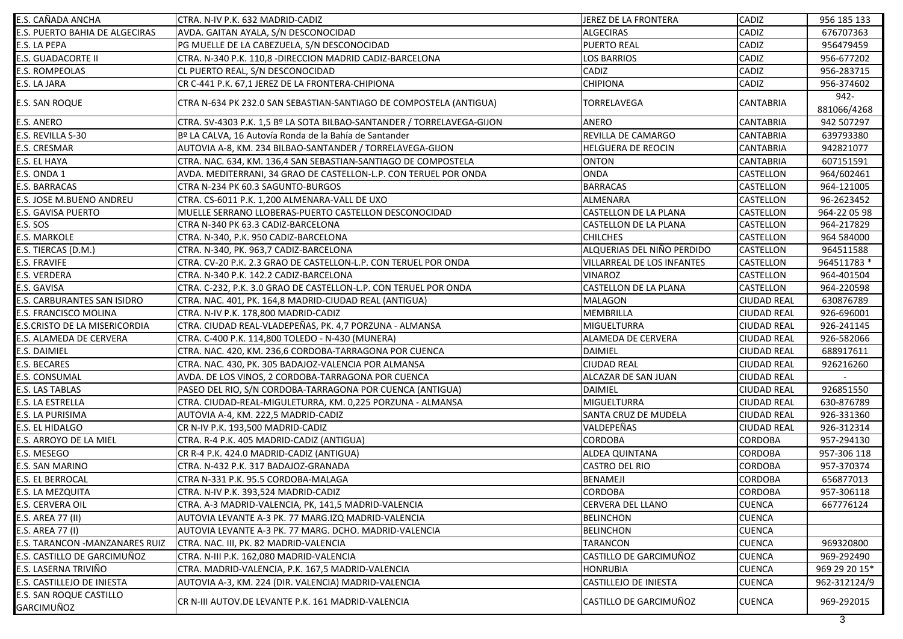| | | | | |
|---|---|---|---|---|
| E.S. CAÑADA ANCHA | CTRA. N-IV P.K. 632 MADRID-CADIZ | JEREZ DE LA FRONTERA | CADIZ | 956 185 133 |
| E.S. PUERTO BAHIA DE ALGECIRAS | AVDA. GAITAN AYALA, S/N DESCONOCIDAD | ALGECIRAS | CADIZ | 676707363 |
| E.S. LA PEPA | PG MUELLE DE LA CABEZUELA, S/N DESCONOCIDAD | PUERTO REAL | CADIZ | 956479459 |
| E.S. GUADACORTE II | CTRA. N-340 P.K. 110,8 -DIRECCION MADRID CADIZ-BARCELONA | LOS BARRIOS | CADIZ | 956-677202 |
| E.S. ROMPEOLAS | CL PUERTO REAL, S/N DESCONOCIDAD | CADIZ | CADIZ | 956-283715 |
| E.S. LA JARA | CR C-441 P.K. 67,1 JEREZ DE LA FRONTERA-CHIPIONA | CHIPIONA | CADIZ | 956-374602 |
| E.S. SAN ROQUE | CTRA N-634 PK 232.0 SAN SEBASTIAN-SANTIAGO DE COMPOSTELA (ANTIGUA) | TORRELAVEGA | CANTABRIA | 942-881066/4268 |
| E.S. ANERO | CTRA. SV-4303 P.K. 1,5 Bº LA SOTA BILBAO-SANTANDER / TORRELAVEGA-GIJON | ANERO | CANTABRIA | 942 507297 |
| E.S. REVILLA S-30 | Bº LA CALVA, 16 Autovía Ronda de la Bahía de Santander | REVILLA DE CAMARGO | CANTABRIA | 639793380 |
| E.S. CRESMAR | AUTOVIA A-8, KM. 234 BILBAO-SANTANDER / TORRELAVEGA-GIJON | HELGUERA DE REOCIN | CANTABRIA | 942821077 |
| E.S. EL HAYA | CTRA. NAC. 634, KM. 136,4 SAN SEBASTIAN-SANTIAGO DE COMPOSTELA | ONTON | CANTABRIA | 607151591 |
| E.S. ONDA 1 | AVDA. MEDITERRANI, 34 GRAO DE CASTELLON-L.P. CON TERUEL POR ONDA | ONDA | CASTELLON | 964/602461 |
| E.S. BARRACAS | CTRA N-234 PK 60.3 SAGUNTO-BURGOS | BARRACAS | CASTELLON | 964-121005 |
| E.S. JOSE M.BUENO ANDREU | CTRA. CS-6011 P.K. 1,200 ALMENARA-VALL DE UXO | ALMENARA | CASTELLON | 96-2623452 |
| E.S. GAVISA PUERTO | MUELLE SERRANO LLOBERAS-PUERTO CASTELLON DESCONOCIDAD | CASTELLON DE LA PLANA | CASTELLON | 964-22 05 98 |
| E.S. SOS | CTRA N-340 PK 63.3 CADIZ-BARCELONA | CASTELLON DE LA PLANA | CASTELLON | 964-217829 |
| E.S. MARKOLE | CTRA. N-340, P.K. 950 CADIZ-BARCELONA | CHILCHES | CASTELLON | 964 584000 |
| E.S. TIERCAS (D.M.) | CTRA. N-340, PK. 963,7 CADIZ-BARCELONA | ALQUERIAS DEL NIÑO PERDIDO | CASTELLON | 964511588 |
| E.S. FRAVIFE | CTRA. CV-20 P.K. 2.3 GRAO DE CASTELLON-L.P. CON TERUEL POR ONDA | VILLARREAL DE LOS INFANTES | CASTELLON | 964511783 * |
| E.S. VERDERA | CTRA. N-340 P.K. 142.2 CADIZ-BARCELONA | VINAROZ | CASTELLON | 964-401504 |
| E.S. GAVISA | CTRA. C-232, P.K. 3.0 GRAO DE CASTELLON-L.P. CON TERUEL POR ONDA | CASTELLON DE LA PLANA | CASTELLON | 964-220598 |
| E.S. CARBURANTES SAN ISIDRO | CTRA. NAC. 401, PK. 164,8 MADRID-CIUDAD REAL (ANTIGUA) | MALAGON | CIUDAD REAL | 630876789 |
| E.S. FRANCISCO MOLINA | CTRA. N-IV P.K. 178,800 MADRID-CADIZ | MEMBRILLA | CIUDAD REAL | 926-696001 |
| E.S.CRISTO DE LA MISERICORDIA | CTRA. CIUDAD REAL-VLADEPEÑAS, PK. 4,7 PORZUNA - ALMANSA | MIGUELTURRA | CIUDAD REAL | 926-241145 |
| E.S. ALAMEDA DE CERVERA | CTRA. C-400 P.K. 114,800 TOLEDO - N-430 (MUNERA) | ALAMEDA DE CERVERA | CIUDAD REAL | 926-582066 |
| E.S. DAIMIEL | CTRA. NAC. 420, KM. 236,6 CORDOBA-TARRAGONA POR CUENCA | DAIMIEL | CIUDAD REAL | 688917611 |
| E.S. BECARES | CTRA. NAC. 430, PK. 305 BADAJOZ-VALENCIA POR ALMANSA | CIUDAD REAL | CIUDAD REAL | 926216260 |
| E.S. CONSUMAL | AVDA. DE LOS VINOS, 2 CORDOBA-TARRAGONA POR CUENCA | ALCAZAR DE SAN JUAN | CIUDAD REAL | - |
| E.S. LAS TABLAS | PASEO DEL RIO, S/N CORDOBA-TARRAGONA POR CUENCA (ANTIGUA) | DAIMIEL | CIUDAD REAL | 926851550 |
| E.S. LA ESTRELLA | CTRA. CIUDAD-REAL-MIGULETURRA, KM. 0,225 PORZUNA - ALMANSA | MIGUELTURRA | CIUDAD REAL | 630-876789 |
| E.S. LA PURISIMA | AUTOVIA A-4, KM. 222,5 MADRID-CADIZ | SANTA CRUZ DE MUDELA | CIUDAD REAL | 926-331360 |
| E.S. EL HIDALGO | CR N-IV P.K. 193,500 MADRID-CADIZ | VALDEPEÑAS | CIUDAD REAL | 926-312314 |
| E.S. ARROYO DE LA MIEL | CTRA. R-4 P.K. 405 MADRID-CADIZ (ANTIGUA) | CORDOBA | CORDOBA | 957-294130 |
| E.S. MESEGO | CR R-4 P.K. 424.0 MADRID-CADIZ (ANTIGUA) | ALDEA QUINTANA | CORDOBA | 957-306 118 |
| E.S. SAN MARINO | CTRA. N-432 P.K. 317 BADAJOZ-GRANADA | CASTRO DEL RIO | CORDOBA | 957-370374 |
| E.S. EL BERROCAL | CTRA N-331 P.K. 95.5 CORDOBA-MALAGA | BENAMEJI | CORDOBA | 656877013 |
| E.S. LA MEZQUITA | CTRA. N-IV P.K. 393,524 MADRID-CADIZ | CORDOBA | CORDOBA | 957-306118 |
| E.S. CERVERA OIL | CTRA. A-3 MADRID-VALENCIA, PK, 141,5 MADRID-VALENCIA | CERVERA DEL LLANO | CUENCA | 667776124 |
| E.S. AREA 77 (II) | AUTOVIA LEVANTE A-3 PK. 77 MARG.IZQ MADRID-VALENCIA | BELINCHON | CUENCA | |
| E.S. AREA 77 (I) | AUTOVIA LEVANTE A-3 PK. 77 MARG. DCHO. MADRID-VALENCIA | BELINCHON | CUENCA | |
| E.S. TARANCON -MANZANARES RUIZ | CTRA. NAC. III, PK. 82 MADRID-VALENCIA | TARANCON | CUENCA | 969320800 |
| E.S. CASTILLO DE GARCIMUÑOZ | CTRA. N-III P.K. 162,080 MADRID-VALENCIA | CASTILLO DE GARCIMUÑOZ | CUENCA | 969-292490 |
| E.S. LASERNA TRIVIÑO | CTRA. MADRID-VALENCIA, P.K. 167,5 MADRID-VALENCIA | HONRUBIA | CUENCA | 969 29 20 15* |
| E.S. CASTILLEJO DE INIESTA | AUTOVIA A-3, KM. 224 (DIR. VALENCIA) MADRID-VALENCIA | CASTILLEJO DE INIESTA | CUENCA | 962-312124/9 |
| E.S. SAN ROQUE CASTILLO GARCIMUÑOZ | CR N-III AUTOV.DE LEVANTE P.K. 161 MADRID-VALENCIA | CASTILLO DE GARCIMUÑOZ | CUENCA | 969-292015 |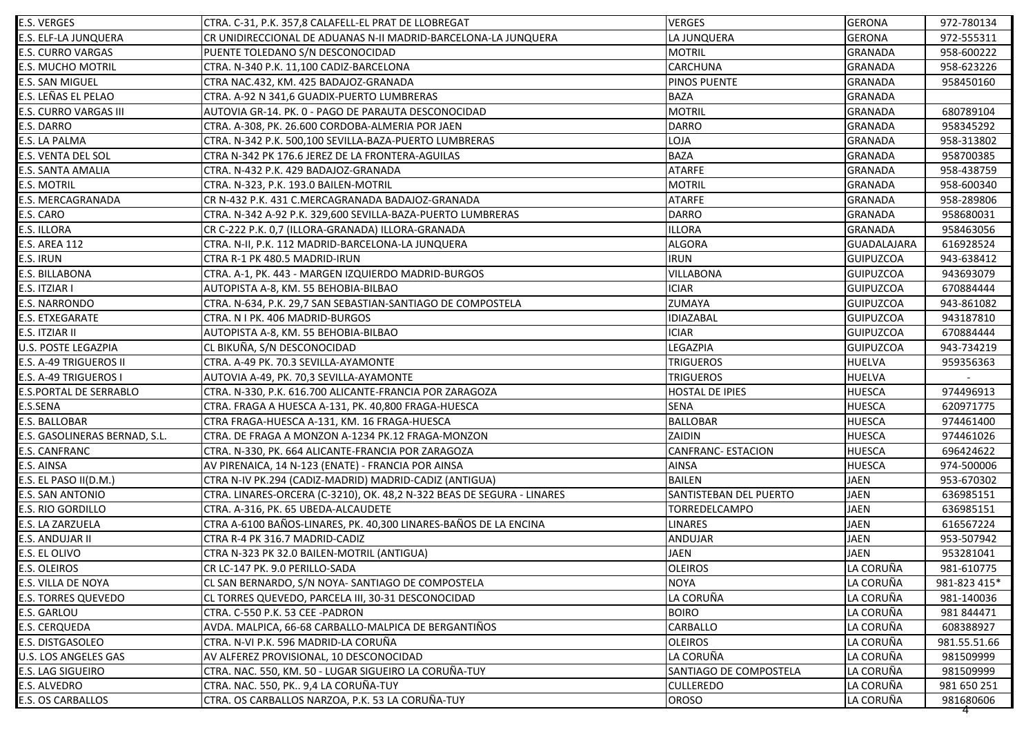| E.S. VERGES | CTRA. C-31, P.K. 357,8 CALAFELL-EL PRAT DE LLOBREGAT | VERGES | GERONA | 972-780134 |
|---|---|---|---|---|
| E.S. ELF-LA JUNQUERA | CR UNIDIRECCIONAL DE ADUANAS N-II MADRID-BARCELONA-LA JUNQUERA | LA JUNQUERA | GERONA | 972-555311 |
| E.S. CURRO VARGAS | PUENTE TOLEDANO S/N DESCONOCIDAD | MOTRIL | GRANADA | 958-600222 |
| E.S. MUCHO MOTRIL | CTRA. N-340 P.K. 11,100 CADIZ-BARCELONA | CARCHUNA | GRANADA | 958-623226 |
| E.S. SAN MIGUEL | CTRA NAC.432, KM. 425 BADAJOZ-GRANADA | PINOS PUENTE | GRANADA | 958450160 |
| E.S. LEÑAS EL PELAO | CTRA. A-92 N 341,6 GUADIX-PUERTO LUMBRERAS | BAZA | GRANADA | |
| E.S. CURRO VARGAS III | AUTOVIA GR-14. PK. 0 - PAGO DE PARAUTA DESCONOCIDAD | MOTRIL | GRANADA | 680789104 |
| E.S. DARRO | CTRA. A-308, PK. 26.600 CORDOBA-ALMERIA POR JAEN | DARRO | GRANADA | 958345292 |
| E.S. LA PALMA | CTRA. N-342 P.K. 500,100 SEVILLA-BAZA-PUERTO LUMBRERAS | LOJA | GRANADA | 958-313802 |
| E.S. VENTA DEL SOL | CTRA N-342 PK 176.6 JEREZ DE LA FRONTERA-AGUILAS | BAZA | GRANADA | 958700385 |
| E.S. SANTA AMALIA | CTRA. N-432 P.K. 429 BADAJOZ-GRANADA | ATARFE | GRANADA | 958-438759 |
| E.S. MOTRIL | CTRA. N-323, P.K. 193.0 BAILEN-MOTRIL | MOTRIL | GRANADA | 958-600340 |
| E.S. MERCAGRANADA | CR N-432 P.K. 431 C.MERCAGRANADA BADAJOZ-GRANADA | ATARFE | GRANADA | 958-289806 |
| E.S. CARO | CTRA. N-342 A-92 P.K. 329,600 SEVILLA-BAZA-PUERTO LUMBRERAS | DARRO | GRANADA | 958680031 |
| E.S. ILLORA | CR C-222 P.K. 0,7 (ILLORA-GRANADA) ILLORA-GRANADA | ILLORA | GRANADA | 958463056 |
| E.S. AREA 112 | CTRA. N-II, P.K. 112 MADRID-BARCELONA-LA JUNQUERA | ALGORA | GUADALAJARA | 616928524 |
| E.S. IRUN | CTRA R-1 PK 480.5 MADRID-IRUN | IRUN | GUIPUZCOA | 943-638412 |
| E.S. BILLABONA | CTRA. A-1, PK. 443 - MARGEN IZQUIERDO MADRID-BURGOS | VILLABONA | GUIPUZCOA | 943693079 |
| E.S. ITZIAR I | AUTOPISTA A-8, KM. 55 BEHOBIA-BILBAO | ICIAR | GUIPUZCOA | 670884444 |
| E.S. NARRONDO | CTRA. N-634, P.K. 29,7 SAN SEBASTIAN-SANTIAGO DE COMPOSTELA | ZUMAYA | GUIPUZCOA | 943-861082 |
| E.S. ETXEGARATE | CTRA. N I PK. 406 MADRID-BURGOS | IDIAZABAL | GUIPUZCOA | 943187810 |
| E.S. ITZIAR II | AUTOPISTA A-8, KM. 55 BEHOBIA-BILBAO | ICIAR | GUIPUZCOA | 670884444 |
| U.S. POSTE LEGAZPIA | CL BIKUÑA, S/N DESCONOCIDAD | LEGAZPIA | GUIPUZCOA | 943-734219 |
| E.S. A-49 TRIGUEROS II | CTRA. A-49 PK. 70.3 SEVILLA-AYAMONTE | TRIGUEROS | HUELVA | 959356363 |
| E.S. A-49 TRIGUEROS I | AUTOVIA A-49, PK. 70,3 SEVILLA-AYAMONTE | TRIGUEROS | HUELVA | - |
| E.S.PORTAL DE SERRABLO | CTRA. N-330, P.K. 616.700 ALICANTE-FRANCIA POR ZARAGOZA | HOSTAL DE IPIES | HUESCA | 974496913 |
| E.S.SENA | CTRA. FRAGA A HUESCA A-131, PK. 40,800 FRAGA-HUESCA | SENA | HUESCA | 620971775 |
| E.S. BALLOBAR | CTRA FRAGA-HUESCA A-131, KM. 16 FRAGA-HUESCA | BALLOBAR | HUESCA | 974461400 |
| E.S. GASOLINERAS BERNAD, S.L. | CTRA. DE FRAGA A MONZON A-1234 PK.12 FRAGA-MONZON | ZAIDIN | HUESCA | 974461026 |
| E.S. CANFRANC | CTRA. N-330, PK. 664 ALICANTE-FRANCIA POR ZARAGOZA | CANFRANC- ESTACION | HUESCA | 696424622 |
| E.S. AINSA | AV PIRENAICA, 14 N-123 (ENATE) - FRANCIA POR AINSA | AINSA | HUESCA | 974-500006 |
| E.S. EL PASO II(D.M.) | CTRA N-IV PK.294 (CADIZ-MADRID) MADRID-CADIZ (ANTIGUA) | BAILEN | JAEN | 953-670302 |
| E.S. SAN ANTONIO | CTRA. LINARES-ORCERA (C-3210), OK. 48,2 N-322 BEAS DE SEGURA - LINARES | SANTISTEBAN DEL PUERTO | JAEN | 636985151 |
| E.S. RIO GORDILLO | CTRA. A-316, PK. 65 UBEDA-ALCAUDETE | TORREDELCAMPO | JAEN | 636985151 |
| E.S. LA ZARZUELA | CTRA A-6100 BAÑOS-LINARES, PK. 40,300 LINARES-BAÑOS DE LA ENCINA | LINARES | JAEN | 616567224 |
| E.S. ANDUJAR II | CTRA R-4 PK 316.7 MADRID-CADIZ | ANDUJAR | JAEN | 953-507942 |
| E.S. EL OLIVO | CTRA N-323 PK 32.0 BAILEN-MOTRIL (ANTIGUA) | JAEN | JAEN | 953281041 |
| E.S. OLEIROS | CR LC-147 PK. 9.0 PERILLO-SADA | OLEIROS | LA CORUÑA | 981-610775 |
| E.S. VILLA DE NOYA | CL SAN BERNARDO, S/N NOYA- SANTIAGO DE COMPOSTELA | NOYA | LA CORUÑA | 981-823 415* |
| E.S. TORRES QUEVEDO | CL TORRES QUEVEDO, PARCELA III, 30-31 DESCONOCIDAD | LA CORUÑA | LA CORUÑA | 981-140036 |
| E.S. GARLOU | CTRA. C-550 P.K. 53 CEE -PADRON | BOIRO | LA CORUÑA | 981 844471 |
| E.S. CERQUEDA | AVDA. MALPICA, 66-68 CARBALLO-MALPICA DE BERGANTIÑOS | CARBALLO | LA CORUÑA | 608388927 |
| E.S. DISTGASOLEO | CTRA. N-VI P.K. 596 MADRID-LA CORUÑA | OLEIROS | LA CORUÑA | 981.55.51.66 |
| U.S. LOS ANGELES GAS | AV ALFEREZ PROVISIONAL, 10 DESCONOCIDAD | LA CORUÑA | LA CORUÑA | 981509999 |
| E.S. LAG SIGUEIRO | CTRA. NAC. 550, KM. 50 - LUGAR SIGUEIRO LA CORUÑA-TUY | SANTIAGO DE COMPOSTELA | LA CORUÑA | 981509999 |
| E.S. ALVEDRO | CTRA. NAC. 550, PK.. 9,4 LA CORUÑA-TUY | CULLEREDO | LA CORUÑA | 981 650 251 |
| E.S. OS CARBALLOS | CTRA. OS CARBALLOS NARZOA, P.K. 53 LA CORUÑA-TUY | OROSO | LA CORUÑA | 981680606 |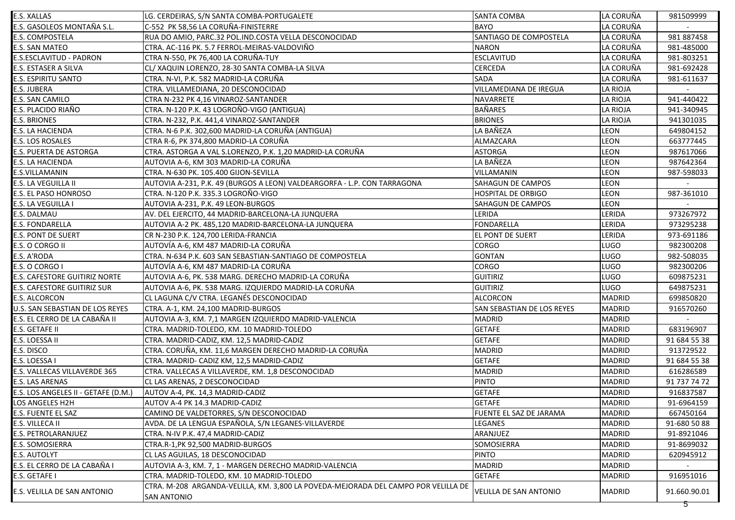| E.S. XALLAS | LG. CERDEIRAS, S/N SANTA COMBA-PORTUGALETE | SANTA COMBA | LA CORUÑA | 981509999 |
|---|---|---|---|---|
| E.S. GASOLEOS MONTAÑA S.L. | C-552 PK 58,56 LA CORUÑA-FINISTERRE | BAYO | LA CORUÑA | - |
| E.S. COMPOSTELA | RUA DO AMIO, PARC.32 POL.IND.COSTA VELLA DESCONOCIDAD | SANTIAGO DE COMPOSTELA | LA CORUÑA | 981 887458 |
| E.S. SAN MATEO | CTRA. AC-116 PK. 5.7 FERROL-MEIRAS-VALDOVIÑO | NARON | LA CORUÑA | 981-485000 |
| E.S.ESCLAVITUD - PADRON | CTRA N-550, PK 76,400 LA CORUÑA-TUY | ESCLAVITUD | LA CORUÑA | 981-803251 |
| E.S. ESTASER A SILVA | CL/ XAQUIN LORENZO, 28-30 SANTA COMBA-LA SILVA | CERCEDA | LA CORUÑA | 981-692428 |
| E.S. ESPIRITU SANTO | CTRA. N-VI, P.K. 582 MADRID-LA CORUÑA | SADA | LA CORUÑA | 981-611637 |
| E.S. JUBERA | CTRA. VILLAMEDIANA, 20 DESCONOCIDAD | VILLAMEDIANA DE IREGUA | LA RIOJA | - |
| E.S. SAN CAMILO | CTRA N-232 PK 4,16 VINAROZ-SANTANDER | NAVARRETE | LA RIOJA | 941-440422 |
| E.S. PLACIDO RIAÑO | CTRA. N-120 P.K. 43 LOGROÑO-VIGO (ANTIGUA) | BAÑARES | LA RIOJA | 941-340945 |
| E.S. BRIONES | CTRA. N-232, P.K. 441,4 VINAROZ-SANTANDER | BRIONES | LA RIOJA | 941301035 |
| E.S. LA HACIENDA | CTRA. N-6 P.K. 302,600 MADRID-LA CORUÑA (ANTIGUA) | LA BAÑEZA | LEON | 649804152 |
| E.S. LOS ROSALES | CTRA R-6, PK 374,800 MADRID-LA CORUÑA | ALMAZCARA | LEON | 663777445 |
| E.S. PUERTA DE ASTORGA | CTRA. ASTORGA A VAL S.LORENZO, P.K. 1,20 MADRID-LA CORUÑA | ASTORGA | LEON | 987617066 |
| E.S. LA HACIENDA | AUTOVIA A-6, KM 303 MADRID-LA CORUÑA | LA BAÑEZA | LEON | 987642364 |
| E.S.VILLAMANIN | CTRA. N-630 PK. 105.400 GIJON-SEVILLA | VILLAMANIN | LEON | 987-598033 |
| E.S. LA VEGUILLA II | AUTOVIA A-231, P.K. 49 (BURGOS A LEON) VALDEARGORFA - L.P. CON TARRAGONA | SAHAGUN DE CAMPOS | LEON | - |
| E.S. EL PASO HONROSO | CTRA. N-120 P.K. 335.3 LOGROÑO-VIGO | HOSPITAL DE ORBIGO | LEON | 987-361010 |
| E.S. LA VEGUILLA I | AUTOVIA A-231, P.K. 49 LEON-BURGOS | SAHAGUN DE CAMPOS | LEON | - |
| E.S. DALMAU | AV. DEL EJERCITO, 44 MADRID-BARCELONA-LA JUNQUERA | LERIDA | LERIDA | 973267972 |
| E.S. FONDARELLA | AUTOVIA A-2 PK. 485,120 MADRID-BARCELONA-LA JUNQUERA | FONDARELLA | LERIDA | 973295238 |
| E.S. PONT DE SUERT | CR N-230 P.K. 124,700 LERIDA-FRANCIA | EL PONT DE SUERT | LERIDA | 973-691186 |
| E.S. O CORGO II | AUTOVÍA A-6, KM 487 MADRID-LA CORUÑA | CORGO | LUGO | 982300208 |
| E.S. A'RODA | CTRA. N-634 P.K. 603 SAN SEBASTIAN-SANTIAGO DE COMPOSTELA | GONTAN | LUGO | 982-508035 |
| E.S. O CORGO I | AUTOVÍA A-6, KM 487 MADRID-LA CORUÑA | CORGO | LUGO | 982300206 |
| E.S. CAFESTORE GUITIRIZ NORTE | AUTOVIA A-6, PK. 538 MARG. DERECHO MADRID-LA CORUÑA | GUITIRIZ | LUGO | 609875231 |
| E.S. CAFESTORE GUITIRIZ SUR | AUTOVIA A-6, PK. 538 MARG. IZQUIERDO MADRID-LA CORUÑA | GUITIRIZ | LUGO | 649875231 |
| E.S. ALCORCON | CL LAGUNA C/V CTRA. LEGANÉS DESCONOCIDAD | ALCORCON | MADRID | 699850820 |
| U.S. SAN SEBASTIAN DE LOS REYES | CTRA. A-1, KM. 24,100 MADRID-BURGOS | SAN SEBASTIAN DE LOS REYES | MADRID | 916570260 |
| E.S. EL CERRO DE LA CABAÑA II | AUTOVIA A-3, KM. 7,1 MARGEN IZQUIERDO MADRID-VALENCIA | MADRID | MADRID | - |
| E.S. GETAFE II | CTRA. MADRID-TOLEDO, KM. 10 MADRID-TOLEDO | GETAFE | MADRID | 683196907 |
| E.S. LOESSA II | CTRA. MADRID-CADIZ, KM. 12,5 MADRID-CADIZ | GETAFE | MADRID | 91 684 55 38 |
| E.S. DISCO | CTRA. CORUÑA, KM. 11,6 MARGEN DERECHO MADRID-LA CORUÑA | MADRID | MADRID | 913729522 |
| E.S. LOESSA I | CTRA. MADRID- CADIZ KM, 12,5 MADRID-CADIZ | GETAFE | MADRID | 91 684 55 38 |
| E.S. VALLECAS VILLAVERDE 365 | CTRA. VALLECAS A VILLAVERDE, KM. 1,8 DESCONOCIDAD | MADRID | MADRID | 616286589 |
| E.S. LAS ARENAS | CL LAS ARENAS, 2 DESCONOCIDAD | PINTO | MADRID | 91 737 74 72 |
| E.S. LOS ANGELES II - GETAFE (D.M.) | AUTOV A-4, PK. 14,3 MADRID-CADIZ | GETAFE | MADRID | 916837587 |
| LOS ANGELES H2H | AUTOV A-4 PK 14.3 MADRID-CADIZ | GETAFE | MADRID | 91-6964159 |
| E.S. FUENTE EL SAZ | CAMINO DE VALDETORRES, S/N DESCONOCIDAD | FUENTE EL SAZ DE JARAMA | MADRID | 667450164 |
| E.S. VILLECA II | AVDA. DE LA LENGUA ESPAÑOLA, S/N LEGANES-VILLAVERDE | LEGANES | MADRID | 91-680 50 88 |
| E.S. PETROLARANJUEZ | CTRA. N-IV P.K. 47,4 MADRID-CADIZ | ARANJUEZ | MADRID | 91-8921046 |
| E.S. SOMOSIERRA | CTRA.R-1,PK 92,500 MADRID-BURGOS | SOMOSIERRA | MADRID | 91-8699032 |
| E.S. AUTOLYT | CL LAS AGUILAS, 18 DESCONOCIDAD | PINTO | MADRID | 620945912 |
| E.S. EL CERRO DE LA CABAÑA I | AUTOVIA A-3, KM. 7, 1 - MARGEN DERECHO MADRID-VALENCIA | MADRID | MADRID | - |
| E.S. GETAFE I | CTRA. MADRID-TOLEDO, KM. 10 MADRID-TOLEDO | GETAFE | MADRID | 916951016 |
| E.S. VELILLA DE SAN ANTONIO | CTRA. M-208 ARGANDA-VELILLA, KM. 3,800 LA POVEDA-MEJORADA DEL CAMPO POR VELILLA DE SAN ANTONIO | VELILLA DE SAN ANTONIO | MADRID | 91.660.90.01 |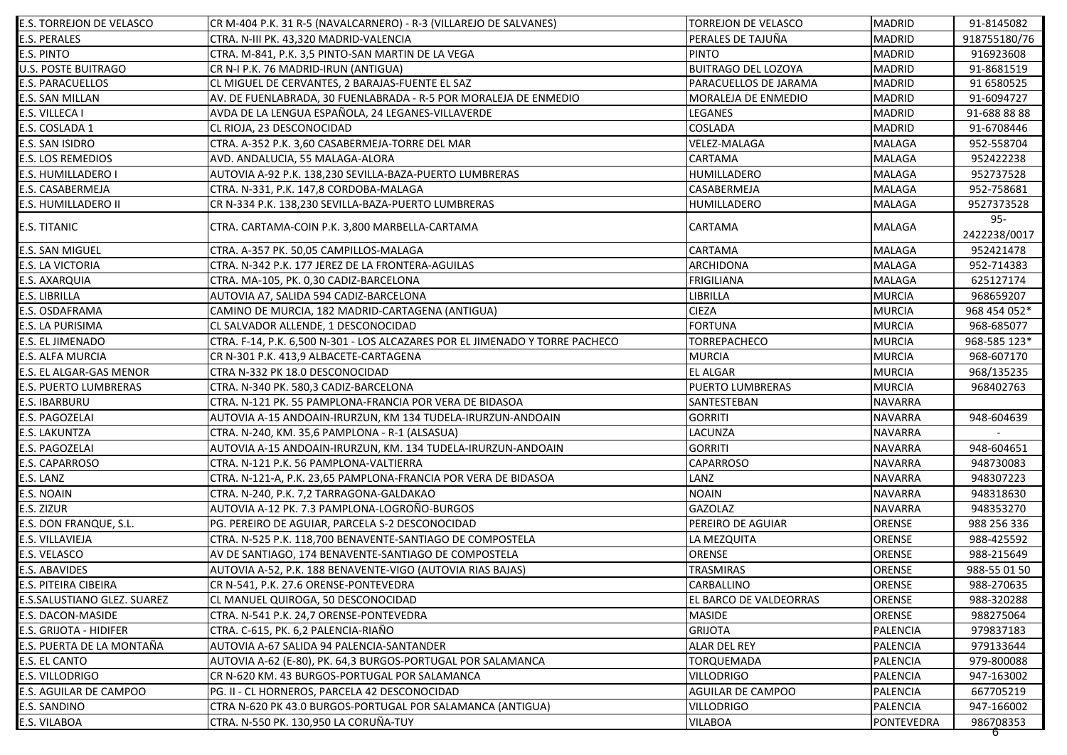| E.S. TORREJON DE VELASCO | CR M-404 P.K. 31 R-5 (NAVALCARNERO) - R-3 (VILLAREJO DE SALVANES) | TORREJON DE VELASCO | MADRID | 91-8145082 |
|---|---|---|---|---|
| E.S. PERALES | CTRA. N-III PK. 43,320 MADRID-VALENCIA | PERALES DE TAJUÑA | MADRID | 918755180/76 |
| E.S. PINTO | CTRA. M-841, P.K. 3,5 PINTO-SAN MARTIN DE LA VEGA | PINTO | MADRID | 916923608 |
| U.S. POSTE BUITRAGO | CR N-I P.K. 76 MADRID-IRUN (ANTIGUA) | BUITRAGO DEL LOZOYA | MADRID | 91-8681519 |
| E.S. PARACUELLOS | CL MIGUEL DE CERVANTES, 2 BARAJAS-FUENTE EL SAZ | PARACUELLOS DE JARAMA | MADRID | 91 6580525 |
| E.S. SAN MILLAN | AV. DE FUENLABRADA, 30 FUENLABRADA - R-5 POR MORALEJA DE ENMEDIO | MORALEJA DE ENMEDIO | MADRID | 91-6094727 |
| E.S. VILLECA I | AVDA DE LA LENGUA ESPAÑOLA, 24 LEGANES-VILLAVERDE | LEGANES | MADRID | 91-688 88 88 |
| E.S. COSLADA 1 | CL RIOJA, 23 DESCONOCIDAD | COSLADA | MADRID | 91-6708446 |
| E.S. SAN ISIDRO | CTRA. A-352 P.K. 3,60 CASABERMEJA-TORRE DEL MAR | VELEZ-MALAGA | MALAGA | 952-558704 |
| E.S. LOS REMEDIOS | AVD. ANDALUCIA, 55 MALAGA-ALORA | CARTAMA | MALAGA | 952422238 |
| E.S. HUMILLADERO I | AUTOVIA A-92 P.K. 138,230 SEVILLA-BAZA-PUERTO LUMBRERAS | HUMILLADERO | MALAGA | 952737528 |
| E.S. CASABERMEJA | CTRA. N-331, P.K. 147,8 CORDOBA-MALAGA | CASABERMEJA | MALAGA | 952-758681 |
| E.S. HUMILLADERO II | CR N-334 P.K. 138,230 SEVILLA-BAZA-PUERTO LUMBRERAS | HUMILLADERO | MALAGA | 9527373528 |
| E.S. TITANIC | CTRA. CARTAMA-COIN P.K. 3,800 MARBELLA-CARTAMA | CARTAMA | MALAGA | 95-2422238/0017 |
| E.S. SAN MIGUEL | CTRA. A-357 PK. 50,05 CAMPILLOS-MALAGA | CARTAMA | MALAGA | 952421478 |
| E.S. LA VICTORIA | CTRA. N-342 P.K. 177 JEREZ DE LA FRONTERA-AGUILAS | ARCHIDONA | MALAGA | 952-714383 |
| E.S. AXARQUIA | CTRA. MA-105, PK. 0,30 CADIZ-BARCELONA | FRIGILIANA | MALAGA | 625127174 |
| E.S. LIBRILLA | AUTOVIA A7, SALIDA 594 CADIZ-BARCELONA | LIBRILLA | MURCIA | 968659207 |
| E.S. OSDAFRAMA | CAMINO DE MURCIA, 182 MADRID-CARTAGENA (ANTIGUA) | CIEZA | MURCIA | 968 454 052* |
| E.S. LA PURISIMA | CL SALVADOR ALLENDE, 1 DESCONOCIDAD | FORTUNA | MURCIA | 968-685077 |
| E.S. EL JIMENADO | CTRA. F-14, P.K. 6,500 N-301 - LOS ALCAZARES POR EL JIMENADO Y TORRE PACHECO | TORREPACHECO | MURCIA | 968-585 123* |
| E.S. ALFA MURCIA | CR N-301 P.K. 413,9 ALBACETE-CARTAGENA | MURCIA | MURCIA | 968-607170 |
| E.S. EL ALGAR-GAS MENOR | CTRA N-332 PK 18.0 DESCONOCIDAD | EL ALGAR | MURCIA | 968/135235 |
| E.S. PUERTO LUMBRERAS | CTRA. N-340 PK. 580,3 CADIZ-BARCELONA | PUERTO LUMBRERAS | MURCIA | 968402763 |
| E.S. IBARBURU | CTRA. N-121 PK. 55 PAMPLONA-FRANCIA POR VERA DE BIDASOA | SANTESTEBAN | NAVARRA | |
| E.S. PAGOZELAI | AUTOVIA A-15 ANDOAIN-IRURZUN, KM 134 TUDELA-IRURZUN-ANDOAIN | GORRITI | NAVARRA | 948-604639 |
| E.S. LAKUNTZA | CTRA. N-240, KM. 35,6 PAMPLONA - R-1 (ALSASUA) | LACUNZA | NAVARRA | - |
| E.S. PAGOZELAI | AUTOVIA A-15 ANDOAIN-IRURZUN, KM. 134 TUDELA-IRURZUN-ANDOAIN | GORRITI | NAVARRA | 948-604651 |
| E.S. CAPARROSO | CTRA. N-121 P.K. 56 PAMPLONA-VALTIERRA | CAPARROSO | NAVARRA | 948730083 |
| E.S. LANZ | CTRA. N-121-A, P.K. 23,65 PAMPLONA-FRANCIA POR VERA DE BIDASOA | LANZ | NAVARRA | 948307223 |
| E.S. NOAIN | CTRA. N-240, P.K. 7,2 TARRAGONA-GALDAKAO | NOAIN | NAVARRA | 948318630 |
| E.S. ZIZUR | AUTOVIA A-12 PK. 7.3 PAMPLONA-LOGROÑO-BURGOS | GAZOLAZ | NAVARRA | 948353270 |
| E.S. DON FRANQUE, S.L. | PG. PEREIRO DE AGUIAR, PARCELA S-2 DESCONOCIDAD | PEREIRO DE AGUIAR | ORENSE | 988 256 336 |
| E.S. VILLAVIEJA | CTRA. N-525 P.K. 118,700 BENAVENTE-SANTIAGO DE COMPOSTELA | LA MEZQUITA | ORENSE | 988-425592 |
| E.S. VELASCO | AV DE SANTIAGO, 174 BENAVENTE-SANTIAGO DE COMPOSTELA | ORENSE | ORENSE | 988-215649 |
| E.S. ABAVIDES | AUTOVIA A-52, P.K. 188 BENAVENTE-VIGO (AUTOVIA RIAS BAJAS) | TRASMIRAS | ORENSE | 988-55 01 50 |
| E.S. PITEIRA CIBEIRA | CR N-541, P.K. 27.6 ORENSE-PONTEVEDRA | CARBALLINO | ORENSE | 988-270635 |
| E.S.SALUSTIANO GLEZ. SUAREZ | CL MANUEL QUIROGA, 50 DESCONOCIDAD | EL BARCO DE VALDEORRAS | ORENSE | 988-320288 |
| E.S. DACON-MASIDE | CTRA. N-541 P.K. 24,7 ORENSE-PONTEVEDRA | MASIDE | ORENSE | 988275064 |
| E.S. GRIJOTA - HIDIFER | CTRA. C-615, PK. 6,2 PALENCIA-RIAÑO | GRIJOTA | PALENCIA | 979837183 |
| E.S. PUERTA DE LA MONTAÑA | AUTOVIA A-67 SALIDA 94 PALENCIA-SANTANDER | ALAR DEL REY | PALENCIA | 979133644 |
| E.S. EL CANTO | AUTOVIA A-62 (E-80), PK. 64,3 BURGOS-PORTUGAL POR SALAMANCA | TORQUEMADA | PALENCIA | 979-800088 |
| E.S. VILLODRIGO | CR N-620 KM. 43 BURGOS-PORTUGAL POR SALAMANCA | VILLODRIGO | PALENCIA | 947-163002 |
| E.S. AGUILAR DE CAMPOO | PG. II - CL HORNEROS, PARCELA 42 DESCONOCIDAD | AGUILAR DE CAMPOO | PALENCIA | 667705219 |
| E.S. SANDINO | CTRA N-620 PK 43.0 BURGOS-PORTUGAL POR SALAMANCA (ANTIGUA) | VILLODRIGO | PALENCIA | 947-166002 |
| E.S. VILABOA | CTRA. N-550 PK. 130,950 LA CORUÑA-TUY | VILABOA | PONTEVEDRA | 986708353 |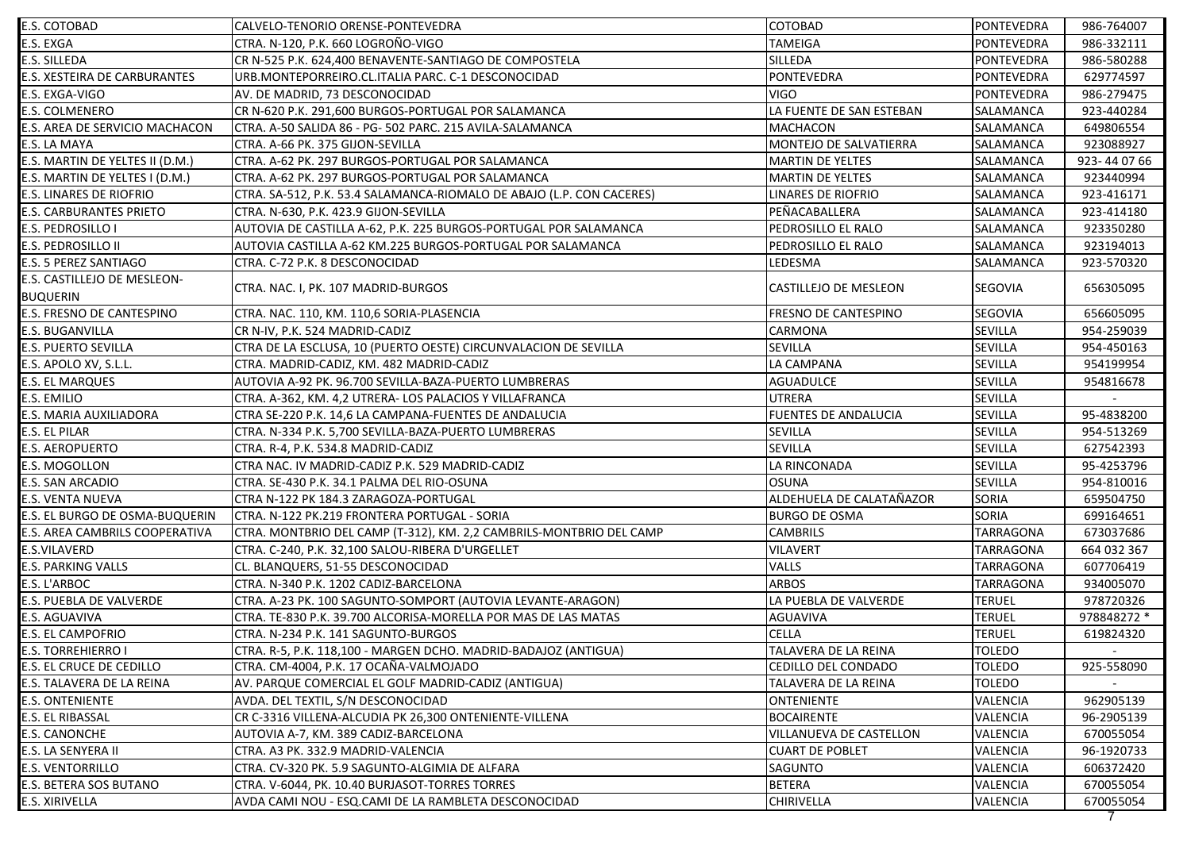| | | | | |
|---|---|---|---|---|
| E.S. COTOBAD | CALVELO-TENORIO ORENSE-PONTEVEDRA | COTOBAD | PONTEVEDRA | 986-764007 |
| E.S. EXGA | CTRA. N-120, P.K. 660 LOGROÑO-VIGO | TAMEIGA | PONTEVEDRA | 986-332111 |
| E.S. SILLEDA | CR N-525 P.K. 624,400 BENAVENTE-SANTIAGO DE COMPOSTELA | SILLEDA | PONTEVEDRA | 986-580288 |
| E.S. XESTEIRA DE CARBURANTES | URB.MONTEPORREIRO.CL.ITALIA PARC. C-1 DESCONOCIDAD | PONTEVEDRA | PONTEVEDRA | 629774597 |
| E.S. EXGA-VIGO | AV. DE MADRID, 73 DESCONOCIDAD | VIGO | PONTEVEDRA | 986-279475 |
| E.S. COLMENERO | CR N-620 P.K. 291,600 BURGOS-PORTUGAL POR SALAMANCA | LA FUENTE DE SAN ESTEBAN | SALAMANCA | 923-440284 |
| E.S. AREA DE SERVICIO MACHACON | CTRA. A-50 SALIDA 86 - PG- 502 PARC. 215 AVILA-SALAMANCA | MACHACON | SALAMANCA | 649806554 |
| E.S. LA MAYA | CTRA. A-66 PK. 375 GIJON-SEVILLA | MONTEJO DE SALVATIERRA | SALAMANCA | 923088927 |
| E.S. MARTIN DE YELTES II (D.M.) | CTRA. A-62 PK. 297 BURGOS-PORTUGAL POR SALAMANCA | MARTIN DE YELTES | SALAMANCA | 923- 44 07 66 |
| E.S. MARTIN DE YELTES I (D.M.) | CTRA. A-62 PK. 297 BURGOS-PORTUGAL POR SALAMANCA | MARTIN DE YELTES | SALAMANCA | 923440994 |
| E.S. LINARES DE RIOFRIO | CTRA. SA-512, P.K. 53.4 SALAMANCA-RIOMALO DE ABAJO (L.P. CON CACERES) | LINARES DE RIOFRIO | SALAMANCA | 923-416171 |
| E.S. CARBURANTES PRIETO | CTRA. N-630, P.K. 423.9 GIJON-SEVILLA | PEÑACABALLERA | SALAMANCA | 923-414180 |
| E.S. PEDROSILLO I | AUTOVIA DE CASTILLA A-62, P.K. 225 BURGOS-PORTUGAL POR SALAMANCA | PEDROSILLO EL RALO | SALAMANCA | 923350280 |
| E.S. PEDROSILLO II | AUTOVIA CASTILLA A-62 KM.225 BURGOS-PORTUGAL POR SALAMANCA | PEDROSILLO EL RALO | SALAMANCA | 923194013 |
| E.S. 5 PEREZ SANTIAGO | CTRA. C-72 P.K. 8 DESCONOCIDAD | LEDESMA | SALAMANCA | 923-570320 |
| E.S. CASTILLEJO DE MESLEON-BUQUERIN | CTRA. NAC. I, PK. 107 MADRID-BURGOS | CASTILLEJO DE MESLEON | SEGOVIA | 656305095 |
| E.S. FRESNO DE CANTESPINO | CTRA. NAC. 110, KM. 110,6 SORIA-PLASENCIA | FRESNO DE CANTESPINO | SEGOVIA | 656605095 |
| E.S. BUGANVILLA | CR N-IV, P.K. 524 MADRID-CADIZ | CARMONA | SEVILLA | 954-259039 |
| E.S. PUERTO SEVILLA | CTRA DE LA ESCLUSA, 10 (PUERTO OESTE) CIRCUNVALACION DE SEVILLA | SEVILLA | SEVILLA | 954-450163 |
| E.S. APOLO XV, S.L.L. | CTRA. MADRID-CADIZ, KM. 482 MADRID-CADIZ | LA CAMPANA | SEVILLA | 954199954 |
| E.S. EL MARQUES | AUTOVIA A-92 PK. 96.700 SEVILLA-BAZA-PUERTO LUMBRERAS | AGUADULCE | SEVILLA | 954816678 |
| E.S. EMILIO | CTRA. A-362, KM. 4,2 UTRERA- LOS PALACIOS Y VILLAFRANCA | UTRERA | SEVILLA | - |
| E.S. MARIA AUXILIADORA | CTRA SE-220 P.K. 14,6 LA CAMPANA-FUENTES DE ANDALUCIA | FUENTES DE ANDALUCIA | SEVILLA | 95-4838200 |
| E.S. EL PILAR | CTRA. N-334 P.K. 5,700 SEVILLA-BAZA-PUERTO LUMBRERAS | SEVILLA | SEVILLA | 954-513269 |
| E.S. AEROPUERTO | CTRA. R-4, P.K. 534.8 MADRID-CADIZ | SEVILLA | SEVILLA | 627542393 |
| E.S. MOGOLLON | CTRA NAC. IV MADRID-CADIZ P.K. 529 MADRID-CADIZ | LA RINCONADA | SEVILLA | 95-4253796 |
| E.S. SAN ARCADIO | CTRA. SE-430 P.K. 34.1 PALMA DEL RIO-OSUNA | OSUNA | SEVILLA | 954-810016 |
| E.S. VENTA NUEVA | CTRA N-122 PK 184.3 ZARAGOZA-PORTUGAL | ALDEHUELA DE CALATAÑAZOR | SORIA | 659504750 |
| E.S. EL BURGO DE OSMA-BUQUERIN | CTRA. N-122 PK.219 FRONTERA PORTUGAL - SORIA | BURGO DE OSMA | SORIA | 699164651 |
| E.S. AREA CAMBRILS COOPERATIVA | CTRA. MONTBRIO DEL CAMP (T-312), KM. 2,2 CAMBRILS-MONTBRIO DEL CAMP | CAMBRILS | TARRAGONA | 673037686 |
| E.S.VILAVERD | CTRA. C-240, P.K. 32,100 SALOU-RIBERA D'URGELLET | VILAVERT | TARRAGONA | 664 032 367 |
| E.S. PARKING VALLS | CL. BLANQUERS, 51-55 DESCONOCIDAD | VALLS | TARRAGONA | 607706419 |
| E.S. L'ARBOC | CTRA. N-340 P.K. 1202 CADIZ-BARCELONA | ARBOS | TARRAGONA | 934005070 |
| E.S. PUEBLA DE VALVERDE | CTRA. A-23 PK. 100 SAGUNTO-SOMPORT (AUTOVIA LEVANTE-ARAGON) | LA PUEBLA DE VALVERDE | TERUEL | 978720326 |
| E.S. AGUAVIVA | CTRA. TE-830 P.K. 39.700 ALCORISA-MORELLA POR MAS DE LAS MATAS | AGUAVIVA | TERUEL | 978848272 * |
| E.S. EL CAMPOFRIO | CTRA. N-234 P.K. 141 SAGUNTO-BURGOS | CELLA | TERUEL | 619824320 |
| E.S. TORREHIERRO I | CTRA. R-5, P.K. 118,100 - MARGEN DCHO. MADRID-BADAJOZ (ANTIGUA) | TALAVERA DE LA REINA | TOLEDO | - |
| E.S. EL CRUCE DE CEDILLO | CTRA. CM-4004, P.K. 17 OCAÑA-VALMOJADO | CEDILLO DEL CONDADO | TOLEDO | 925-558090 |
| E.S. TALAVERA DE LA REINA | AV. PARQUE COMERCIAL EL GOLF MADRID-CADIZ (ANTIGUA) | TALAVERA DE LA REINA | TOLEDO | - |
| E.S. ONTENIENTE | AVDA. DEL TEXTIL, S/N DESCONOCIDAD | ONTENIENTE | VALENCIA | 962905139 |
| E.S. EL RIBASSAL | CR C-3316 VILLENA-ALCUDIA PK 26,300 ONTENIENTE-VILLENA | BOCAIRENTE | VALENCIA | 96-2905139 |
| E.S. CANONCHE | AUTOVIA A-7, KM. 389 CADIZ-BARCELONA | VILLANUEVA DE CASTELLON | VALENCIA | 670055054 |
| E.S. LA SENYERA II | CTRA. A3 PK. 332.9 MADRID-VALENCIA | CUART DE POBLET | VALENCIA | 96-1920733 |
| E.S. VENTORRILLO | CTRA. CV-320 PK. 5.9 SAGUNTO-ALGIMIA DE ALFARA | SAGUNTO | VALENCIA | 606372420 |
| E.S. BETERA SOS BUTANO | CTRA. V-6044, PK. 10.40 BURJASOT-TORRES TORRES | BETERA | VALENCIA | 670055054 |
| E.S. XIRIVELLA | AVDA CAMI NOU - ESQ.CAMI DE LA RAMBLETA DESCONOCIDAD | CHIRIVELLA | VALENCIA | 670055054 |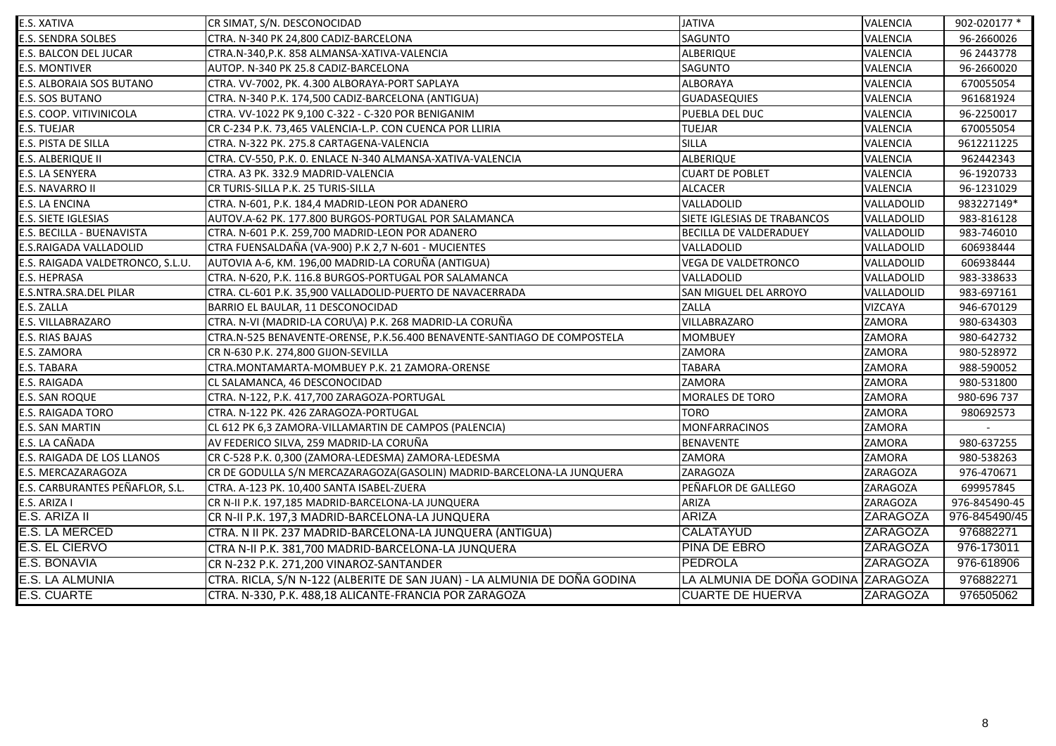| | | | | |
|---|---|---|---|---|
| E.S. XATIVA | CR SIMAT, S/N. DESCONOCIDAD | JATIVA | VALENCIA | 902-020177 * |
| E.S. SENDRA SOLBES | CTRA. N-340 PK 24,800 CADIZ-BARCELONA | SAGUNTO | VALENCIA | 96-2660026 |
| E.S. BALCON DEL JUCAR | CTRA.N-340,P.K. 858 ALMANSA-XATIVA-VALENCIA | ALBERIQUE | VALENCIA | 96 2443778 |
| E.S. MONTIVER | AUTOP. N-340 PK 25.8 CADIZ-BARCELONA | SAGUNTO | VALENCIA | 96-2660020 |
| E.S. ALBORAIA SOS BUTANO | CTRA. VV-7002, PK. 4.300 ALBORAYA-PORT SAPLAYA | ALBORAYA | VALENCIA | 670055054 |
| E.S. SOS BUTANO | CTRA. N-340 P.K. 174,500 CADIZ-BARCELONA (ANTIGUA) | GUADASEQUIES | VALENCIA | 961681924 |
| E.S. COOP. VITIVINICOLA | CTRA. VV-1022 PK 9,100 C-322 - C-320 POR BENIGANIM | PUEBLA DEL DUC | VALENCIA | 96-2250017 |
| E.S. TUEJAR | CR C-234 P.K. 73,465 VALENCIA-L.P. CON CUENCA POR LLIRIA | TUEJAR | VALENCIA | 670055054 |
| E.S. PISTA DE SILLA | CTRA. N-322 PK. 275.8 CARTAGENA-VALENCIA | SILLA | VALENCIA | 9612211225 |
| E.S. ALBERIQUE II | CTRA. CV-550, P.K. 0. ENLACE N-340 ALMANSA-XATIVA-VALENCIA | ALBERIQUE | VALENCIA | 962442343 |
| E.S. LA SENYERA | CTRA. A3 PK. 332.9 MADRID-VALENCIA | CUART DE POBLET | VALENCIA | 96-1920733 |
| E.S. NAVARRO II | CR TURIS-SILLA P.K. 25 TURIS-SILLA | ALCACER | VALENCIA | 96-1231029 |
| E.S. LA ENCINA | CTRA. N-601, P.K. 184,4 MADRID-LEON POR ADANERO | VALLADOLID | VALLADOLID | 983227149* |
| E.S. SIETE IGLESIAS | AUTOV.A-62 PK. 177.800 BURGOS-PORTUGAL POR SALAMANCA | SIETE IGLESIAS DE TRABANCOS | VALLADOLID | 983-816128 |
| E.S. BECILLA - BUENAVISTA | CTRA. N-601 P.K. 259,700 MADRID-LEON POR ADANERO | BECILLA DE VALDERADUEY | VALLADOLID | 983-746010 |
| E.S.RAIGADA VALLADOLID | CTRA FUENSALDAÑA (VA-900) P.K 2,7 N-601 - MUCIENTES | VALLADOLID | VALLADOLID | 606938444 |
| E.S. RAIGADA VALDETRONCO, S.L.U. | AUTOVIA A-6, KM. 196,00 MADRID-LA CORUÑA (ANTIGUA) | VEGA DE VALDETRONCO | VALLADOLID | 606938444 |
| E.S. HEPRASA | CTRA. N-620, P.K. 116.8 BURGOS-PORTUGAL POR SALAMANCA | VALLADOLID | VALLADOLID | 983-338633 |
| E.S.NTRA.SRA.DEL PILAR | CTRA. CL-601 P.K. 35,900 VALLADOLID-PUERTO DE NAVACERRADA | SAN MIGUEL DEL ARROYO | VALLADOLID | 983-697161 |
| E.S. ZALLA | BARRIO EL BAULAR, 11 DESCONOCIDAD | ZALLA | VIZCAYA | 946-670129 |
| E.S. VILLABRAZARO | CTRA. N-VI (MADRID-LA CORU\A) P.K. 268 MADRID-LA CORUÑA | VILLABRAZARO | ZAMORA | 980-634303 |
| E.S. RIAS BAJAS | CTRA.N-525 BENAVENTE-ORENSE, P.K.56.400 BENAVENTE-SANTIAGO DE COMPOSTELA | MOMBUEY | ZAMORA | 980-642732 |
| E.S. ZAMORA | CR N-630 P.K. 274,800 GIJON-SEVILLA | ZAMORA | ZAMORA | 980-528972 |
| E.S. TABARA | CTRA.MONTAMARTA-MOMBUEY P.K. 21 ZAMORA-ORENSE | TABARA | ZAMORA | 988-590052 |
| E.S. RAIGADA | CL SALAMANCA, 46 DESCONOCIDAD | ZAMORA | ZAMORA | 980-531800 |
| E.S. SAN ROQUE | CTRA. N-122, P.K. 417,700 ZARAGOZA-PORTUGAL | MORALES DE TORO | ZAMORA | 980-696 737 |
| E.S. RAIGADA TORO | CTRA. N-122 PK. 426 ZARAGOZA-PORTUGAL | TORO | ZAMORA | 980692573 |
| E.S. SAN MARTIN | CL 612 PK 6,3 ZAMORA-VILLAMARTIN DE CAMPOS (PALENCIA) | MONFARRACINOS | ZAMORA | - |
| E.S. LA CAÑADA | AV FEDERICO SILVA, 259 MADRID-LA CORUÑA | BENAVENTE | ZAMORA | 980-637255 |
| E.S. RAIGADA DE LOS LLANOS | CR C-528 P.K. 0,300 (ZAMORA-LEDESMA) ZAMORA-LEDESMA | ZAMORA | ZAMORA | 980-538263 |
| E.S. MERCAZARAGOZA | CR DE GODULLA S/N MERCAZARAGOZA(GASOLIN) MADRID-BARCELONA-LA JUNQUERA | ZARAGOZA | ZARAGOZA | 976-470671 |
| E.S. CARBURANTES PEÑAFLOR, S.L. | CTRA. A-123 PK. 10,400 SANTA ISABEL-ZUERA | PEÑAFLOR DE GALLEGO | ZARAGOZA | 699957845 |
| E.S. ARIZA I | CR N-II P.K. 197,185 MADRID-BARCELONA-LA JUNQUERA | ARIZA | ZARAGOZA | 976-845490-45 |
| E.S. ARIZA II | CR N-II P.K. 197,3 MADRID-BARCELONA-LA JUNQUERA | ARIZA | ZARAGOZA | 976-845490/45 |
| E.S. LA MERCED | CTRA. N II PK. 237 MADRID-BARCELONA-LA JUNQUERA (ANTIGUA) | CALATAYUD | ZARAGOZA | 976882271 |
| E.S. EL CIERVO | CTRA N-II P.K. 381,700 MADRID-BARCELONA-LA JUNQUERA | PINA DE EBRO | ZARAGOZA | 976-173011 |
| E.S. BONAVIA | CR N-232 P.K. 271,200 VINAROZ-SANTANDER | PEDROLA | ZARAGOZA | 976-618906 |
| E.S. LA ALMUNIA | CTRA. RICLA, S/N N-122 (ALBERITE DE SAN JUAN) - LA ALMUNIA DE DOÑA GODINA | LA ALMUNIA DE DOÑA GODINA | ZARAGOZA | 976882271 |
| E.S. CUARTE | CTRA. N-330, P.K. 488,18 ALICANTE-FRANCIA POR ZARAGOZA | CUARTE DE HUERVA | ZARAGOZA | 976505062 |